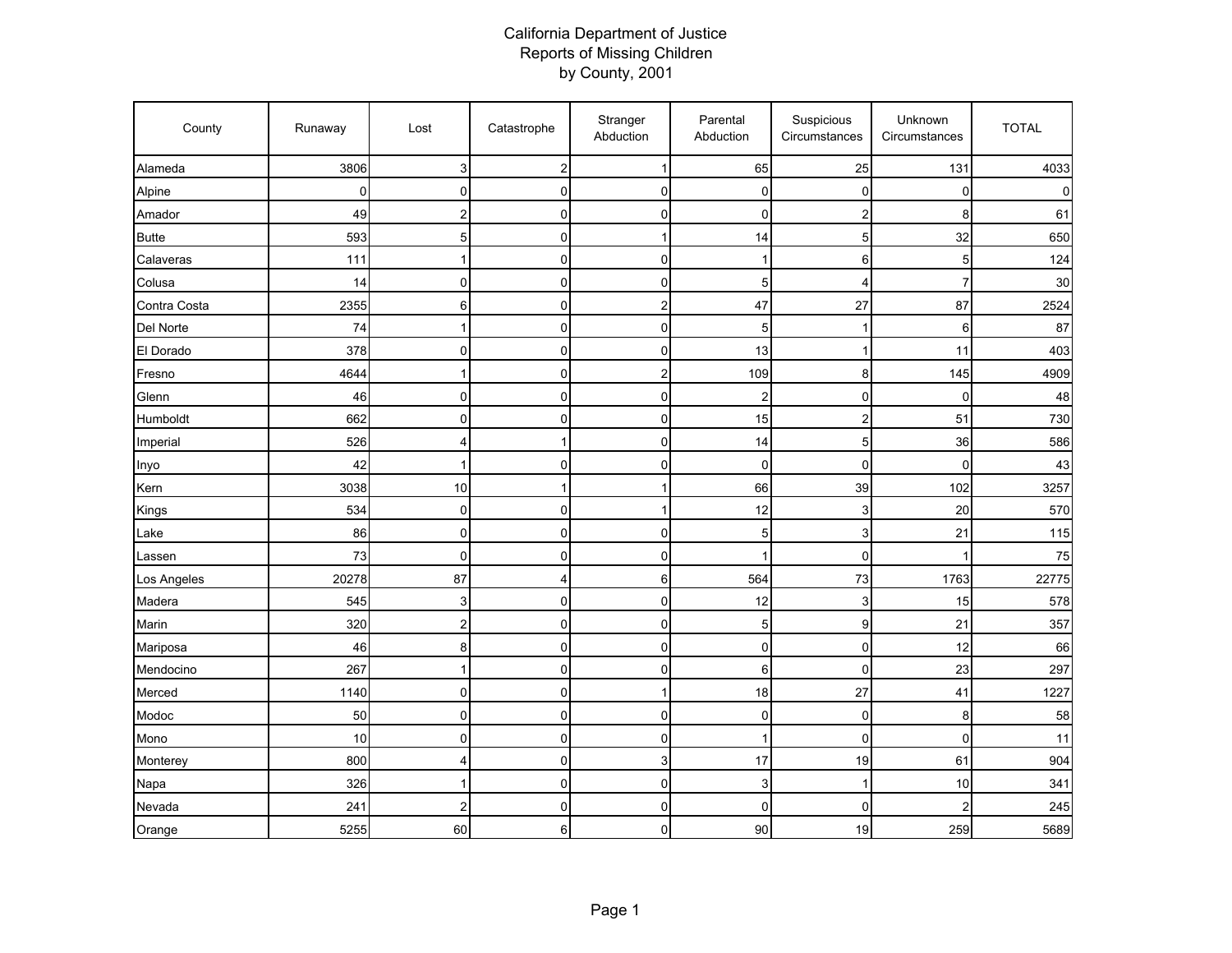# California Department of Justice
## Reports of Missing Children
### by County, 2001

| County | Runaway | Lost | Catastrophe | Stranger Abduction | Parental Abduction | Suspicious Circumstances | Unknown Circumstances | TOTAL |
|---|---|---|---|---|---|---|---|---|
| Alameda | 3806 | 3 | 2 | 1 | 65 | 25 | 131 | 4033 |
| Alpine | 0 | 0 | 0 | 0 | 0 | 0 | 0 | 0 |
| Amador | 49 | 2 | 0 | 0 | 0 | 2 | 8 | 61 |
| Butte | 593 | 5 | 0 | 1 | 14 | 5 | 32 | 650 |
| Calaveras | 111 | 1 | 0 | 0 | 1 | 6 | 5 | 124 |
| Colusa | 14 | 0 | 0 | 0 | 5 | 4 | 7 | 30 |
| Contra Costa | 2355 | 6 | 0 | 2 | 47 | 27 | 87 | 2524 |
| Del Norte | 74 | 1 | 0 | 0 | 5 | 1 | 6 | 87 |
| El Dorado | 378 | 0 | 0 | 0 | 13 | 1 | 11 | 403 |
| Fresno | 4644 | 1 | 0 | 2 | 109 | 8 | 145 | 4909 |
| Glenn | 46 | 0 | 0 | 0 | 2 | 0 | 0 | 48 |
| Humboldt | 662 | 0 | 0 | 0 | 15 | 2 | 51 | 730 |
| Imperial | 526 | 4 | 1 | 0 | 14 | 5 | 36 | 586 |
| Inyo | 42 | 1 | 0 | 0 | 0 | 0 | 0 | 43 |
| Kern | 3038 | 10 | 1 | 1 | 66 | 39 | 102 | 3257 |
| Kings | 534 | 0 | 0 | 1 | 12 | 3 | 20 | 570 |
| Lake | 86 | 0 | 0 | 0 | 5 | 3 | 21 | 115 |
| Lassen | 73 | 0 | 0 | 0 | 1 | 0 | 1 | 75 |
| Los Angeles | 20278 | 87 | 4 | 6 | 564 | 73 | 1763 | 22775 |
| Madera | 545 | 3 | 0 | 0 | 12 | 3 | 15 | 578 |
| Marin | 320 | 2 | 0 | 0 | 5 | 9 | 21 | 357 |
| Mariposa | 46 | 8 | 0 | 0 | 0 | 0 | 12 | 66 |
| Mendocino | 267 | 1 | 0 | 0 | 6 | 0 | 23 | 297 |
| Merced | 1140 | 0 | 0 | 1 | 18 | 27 | 41 | 1227 |
| Modoc | 50 | 0 | 0 | 0 | 0 | 0 | 8 | 58 |
| Mono | 10 | 0 | 0 | 0 | 1 | 0 | 0 | 11 |
| Monterey | 800 | 4 | 0 | 3 | 17 | 19 | 61 | 904 |
| Napa | 326 | 1 | 0 | 0 | 3 | 1 | 10 | 341 |
| Nevada | 241 | 2 | 0 | 0 | 0 | 0 | 2 | 245 |
| Orange | 5255 | 60 | 6 | 0 | 90 | 19 | 259 | 5689 |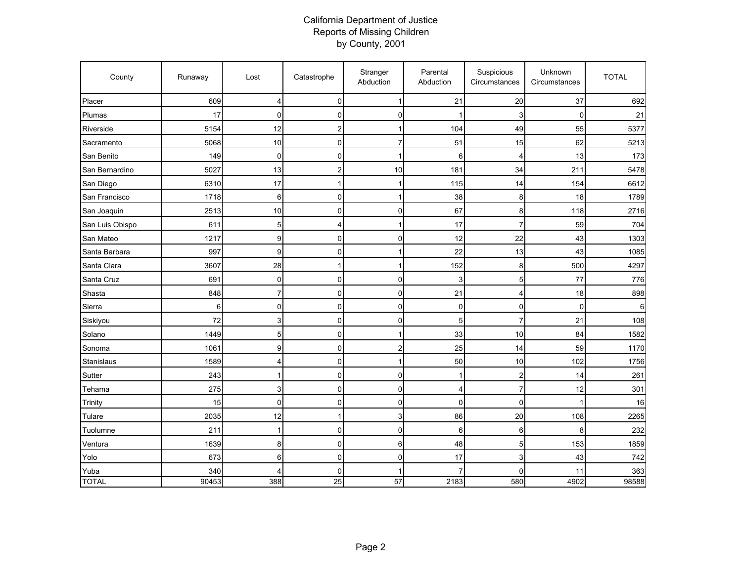California Department of Justice
Reports of Missing Children
by County, 2001

| County | Runaway | Lost | Catastrophe | Stranger Abduction | Parental Abduction | Suspicious Circumstances | Unknown Circumstances | TOTAL |
|---|---|---|---|---|---|---|---|---|
| Placer | 609 | 4 | 0 | 1 | 21 | 20 | 37 | 692 |
| Plumas | 17 | 0 | 0 | 0 | 1 | 3 | 0 | 21 |
| Riverside | 5154 | 12 | 2 | 1 | 104 | 49 | 55 | 5377 |
| Sacramento | 5068 | 10 | 0 | 7 | 51 | 15 | 62 | 5213 |
| San Benito | 149 | 0 | 0 | 1 | 6 | 4 | 13 | 173 |
| San Bernardino | 5027 | 13 | 2 | 10 | 181 | 34 | 211 | 5478 |
| San Diego | 6310 | 17 | 1 | 1 | 115 | 14 | 154 | 6612 |
| San Francisco | 1718 | 6 | 0 | 1 | 38 | 8 | 18 | 1789 |
| San Joaquin | 2513 | 10 | 0 | 0 | 67 | 8 | 118 | 2716 |
| San Luis Obispo | 611 | 5 | 4 | 1 | 17 | 7 | 59 | 704 |
| San Mateo | 1217 | 9 | 0 | 0 | 12 | 22 | 43 | 1303 |
| Santa Barbara | 997 | 9 | 0 | 1 | 22 | 13 | 43 | 1085 |
| Santa Clara | 3607 | 28 | 1 | 1 | 152 | 8 | 500 | 4297 |
| Santa Cruz | 691 | 0 | 0 | 0 | 3 | 5 | 77 | 776 |
| Shasta | 848 | 7 | 0 | 0 | 21 | 4 | 18 | 898 |
| Sierra | 6 | 0 | 0 | 0 | 0 | 0 | 0 | 6 |
| Siskiyou | 72 | 3 | 0 | 0 | 5 | 7 | 21 | 108 |
| Solano | 1449 | 5 | 0 | 1 | 33 | 10 | 84 | 1582 |
| Sonoma | 1061 | 9 | 0 | 2 | 25 | 14 | 59 | 1170 |
| Stanislaus | 1589 | 4 | 0 | 1 | 50 | 10 | 102 | 1756 |
| Sutter | 243 | 1 | 0 | 0 | 1 | 2 | 14 | 261 |
| Tehama | 275 | 3 | 0 | 0 | 4 | 7 | 12 | 301 |
| Trinity | 15 | 0 | 0 | 0 | 0 | 0 | 1 | 16 |
| Tulare | 2035 | 12 | 1 | 3 | 86 | 20 | 108 | 2265 |
| Tuolumne | 211 | 1 | 0 | 0 | 6 | 6 | 8 | 232 |
| Ventura | 1639 | 8 | 0 | 6 | 48 | 5 | 153 | 1859 |
| Yolo | 673 | 6 | 0 | 0 | 17 | 3 | 43 | 742 |
| Yuba | 340 | 4 | 0 | 1 | 7 | 0 | 11 | 363 |
| TOTAL | 90453 | 388 | 25 | 57 | 2183 | 580 | 4902 | 98588 |